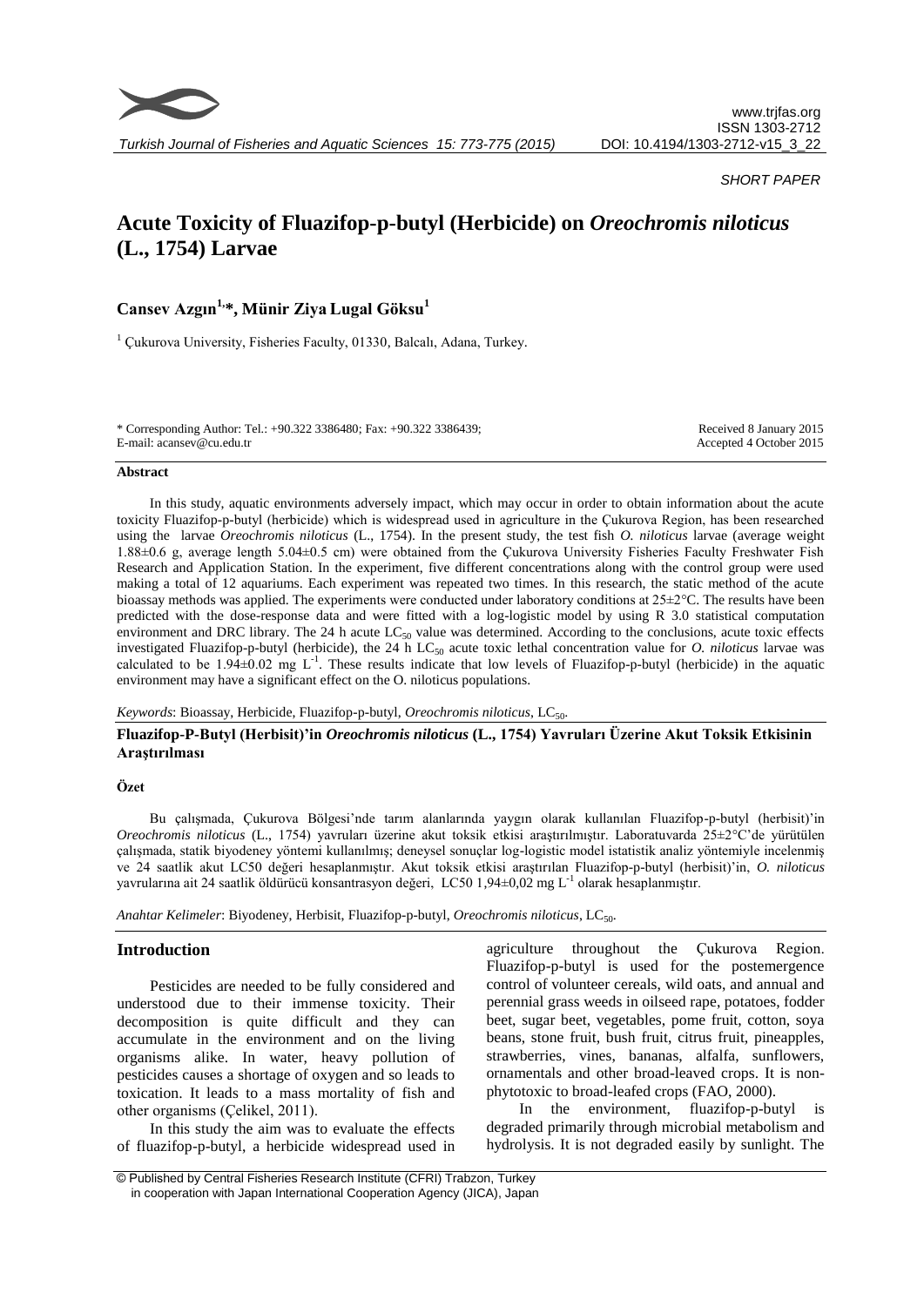*SHORT PAPER*

# Acute Toxicity of Fluazifop-p-butyl (Herbicide) on *Oreochromis niloticus* (L., 1754) Larvae

**Cansev Azgın[1,*], Münir Ziya Lugal Göksu[1]**

[1] Çukurova University, Fisheries Faculty, 01330, Balcalı, Adana, Turkey.

\* Corresponding Author: Tel.: +90.322 3386480; Fax: +90.322 3386439;
E-mail: acansev@cu.edu.tr

Received 8 January 2015
Accepted 4 October 2015

## Abstract

In this study, aquatic environments adversely impact, which may occur in order to obtain information about the acute toxicity Fluazifop-p-butyl (herbicide) which is widespread used in agriculture in the Çukurova Region, has been researched using the larvae *Oreochromis niloticus* (L., 1754). In the present study, the test fish *O. niloticus* larvae (average weight 1.88±0.6 g, average length 5.04±0.5 cm) were obtained from the Çukurova University Fisheries Faculty Freshwater Fish Research and Application Station. In the experiment, five different concentrations along with the control group were used making a total of 12 aquariums. Each experiment was repeated two times. In this research, the static method of the acute bioassay methods was applied. The experiments were conducted under laboratory conditions at 25±2°C. The results have been predicted with the dose-response data and were fitted with a log-logistic model by using R 3.0 statistical computation environment and DRC library. The 24 h acute $LC_{50}$ value was determined. According to the conclusions, acute toxic effects investigated Fluazifop-p-butyl (herbicide), the 24 h $LC_{50}$ acute toxic lethal concentration value for *O. niloticus* larvae was calculated to be 1.94±0.02 mg $L^{-1}$. These results indicate that low levels of Fluazifop-p-butyl (herbicide) in the aquatic environment may have a significant effect on the O. niloticus populations.

*Keywords*: Bioassay, Herbicide, Fluazifop-p-butyl, *Oreochromis niloticus*, $LC_{50}$.

**Fluazifop-P-Butyl (Herbisit)'in *Oreochromis niloticus* (L., 1754) Yavruları Üzerine Akut Toksik Etkisinin Araştırılması**

## Özet

Bu çalışmada, Çukurova Bölgesi'nde tarım alanlarında yaygın olarak kullanılan Fluazifop-p-butyl (herbisit)'in *Oreochromis niloticus* (L., 1754) yavruları üzerine akut toksik etkisi araştırılmıştır. Laboratuvarda 25±2°C'de yürütülen çalışmada, statik biyodeney yöntemi kullanılmış; deneysel sonuçlar log-logistic model istatistik analiz yöntemiyle incelenmiş ve 24 saatlik akut LC50 değeri hesaplanmıştır. Akut toksik etkisi araştırılan Fluazifop-p-butyl (herbisit)'in, *O. niloticus* yavrularına ait 24 saatlik öldürücü konsantrasyon değeri, LC50 1,94±0,02 mg $L^{-1}$ olarak hesaplanmıştır.

*Anahtar Kelimeler*: Biyodeney, Herbisit, Fluazifop-p-butyl, *Oreochromis niloticus*, $LC_{50}$.

## Introduction

Pesticides are needed to be fully considered and understood due to their immense toxicity. Their decomposition is quite difficult and they can accumulate in the environment and on the living organisms alike. In water, heavy pollution of pesticides causes a shortage of oxygen and so leads to toxication. It leads to a mass mortality of fish and other organisms (Çelikel, 2011).

In this study the aim was to evaluate the effects of fluazifop-p-butyl, a herbicide widespread used in agriculture throughout the Çukurova Region. Fluazifop-p-butyl is used for the postemergence control of volunteer cereals, wild oats, and annual and perennial grass weeds in oilseed rape, potatoes, fodder beet, sugar beet, vegetables, pome fruit, cotton, soya beans, stone fruit, bush fruit, citrus fruit, pineapples, strawberries, vines, bananas, alfalfa, sunflowers, ornamentals and other broad-leaved crops. It is non-phytotoxic to broad-leafed crops (FAO, 2000).

In the environment, fluazifop-p-butyl is degraded primarily through microbial metabolism and hydrolysis. It is not degraded easily by sunlight. The

© Published by Central Fisheries Research Institute (CFRI) Trabzon, Turkey in cooperation with Japan International Cooperation Agency (JICA), Japan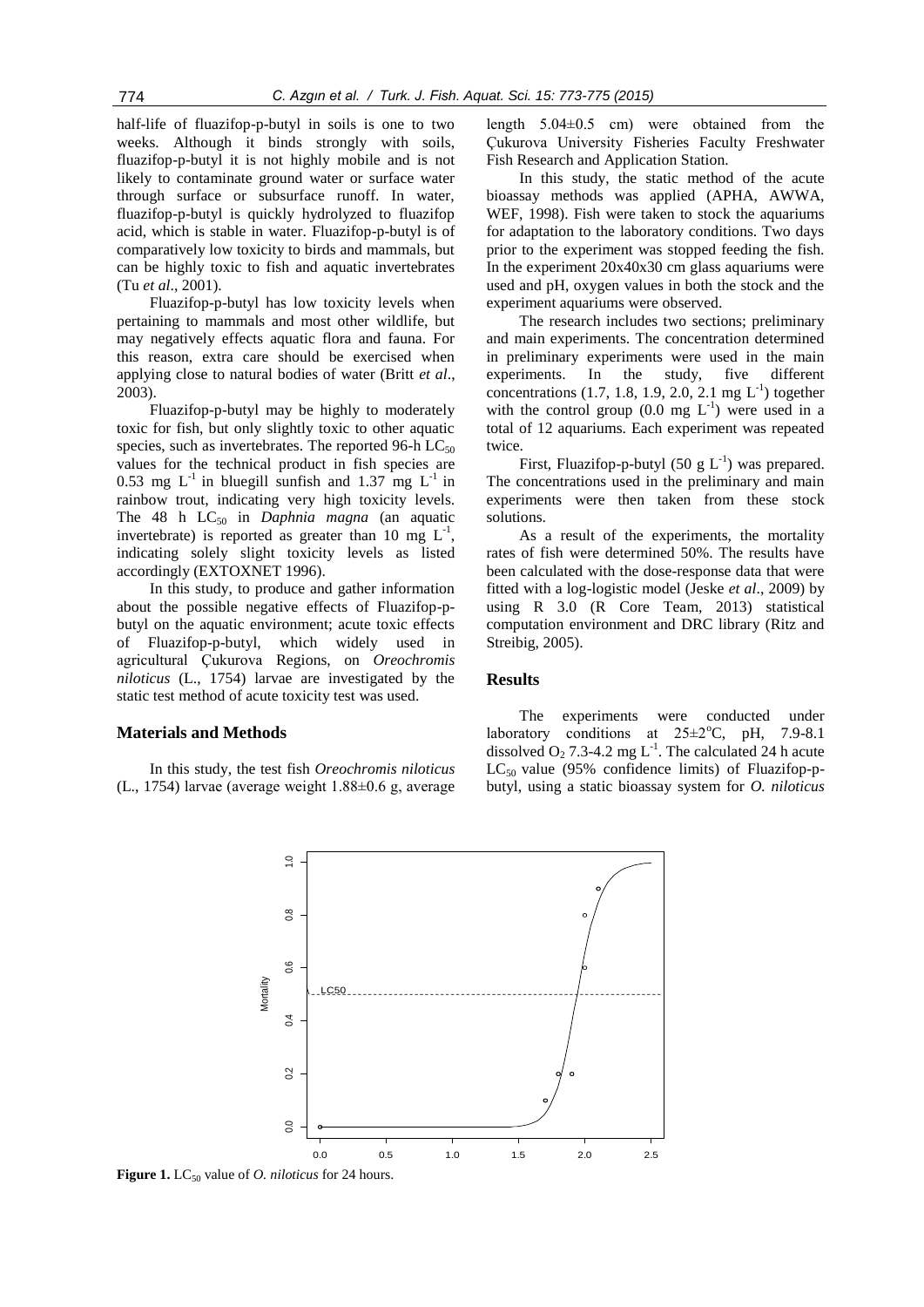half-life of fluazifop-p-butyl in soils is one to two weeks. Although it binds strongly with soils, fluazifop-p-butyl it is not highly mobile and is not likely to contaminate ground water or surface water through surface or subsurface runoff. In water, fluazifop-p-butyl is quickly hydrolyzed to fluazifop acid, which is stable in water. Fluazifop-p-butyl is of comparatively low toxicity to birds and mammals, but can be highly toxic to fish and aquatic invertebrates (Tu *et al*., 2001).

Fluazifop-p-butyl has low toxicity levels when pertaining to mammals and most other wildlife, but may negatively effects aquatic flora and fauna. For this reason, extra care should be exercised when applying close to natural bodies of water (Britt *et al*., 2003).

Fluazifop-p-butyl may be highly to moderately toxic for fish, but only slightly toxic to other aquatic species, such as invertebrates. The reported 96-h $LC_{50}$ values for the technical product in fish species are 0.53 mg $L^{-1}$ in bluegill sunfish and 1.37 mg $L^{-1}$ in rainbow trout, indicating very high toxicity levels. The 48 h $LC_{50}$ in *Daphnia magna* (an aquatic invertebrate) is reported as greater than 10 mg $L^{-1}$, indicating solely slight toxicity levels as listed accordingly (EXTOXNET 1996).

In this study, to produce and gather information about the possible negative effects of Fluazifop-p-butyl on the aquatic environment; acute toxic effects of Fluazifop-p-butyl, which widely used in agricultural Çukurova Regions, on *Oreochromis niloticus* (L., 1754) larvae are investigated by the static test method of acute toxicity test was used.

## Materials and Methods

In this study, the test fish *Oreochromis niloticus* (L., 1754) larvae (average weight 1.88±0.6 g, average length 5.04±0.5 cm) were obtained from the Çukurova University Fisheries Faculty Freshwater Fish Research and Application Station.

In this study, the static method of the acute bioassay methods was applied (APHA, AWWA, WEF, 1998). Fish were taken to stock the aquariums for adaptation to the laboratory conditions. Two days prior to the experiment was stopped feeding the fish. In the experiment 20x40x30 cm glass aquariums were used and pH, oxygen values in both the stock and the experiment aquariums were observed.

The research includes two sections; preliminary and main experiments. The concentration determined in preliminary experiments were used in the main experiments. In the study, five different concentrations (1.7, 1.8, 1.9, 2.0, 2.1 mg $L^{-1}$) together with the control group (0.0 mg $L^{-1}$) were used in a total of 12 aquariums. Each experiment was repeated twice.

First, Fluazifop-p-butyl (50 g $L^{-1}$) was prepared. The concentrations used in the preliminary and main experiments were then taken from these stock solutions.

As a result of the experiments, the mortality rates of fish were determined 50%. The results have been calculated with the dose-response data that were fitted with a log-logistic model (Jeske *et al*., 2009) by using R 3.0 (R Core Team, 2013) statistical computation environment and DRC library (Ritz and Streibig, 2005).

## Results

The experiments were conducted under laboratory conditions at 25±2°C, pH, 7.9-8.1 dissolved $O_2$ 7.3-4.2 mg $L^{-1}$. The calculated 24 h acute $LC_{50}$ value (95% confidence limits) of Fluazifop-p-butyl, using a static bioassay system for *O. niloticus*

**Figure 1.** $LC_{50}$ value of *O. niloticus* for 24 hours.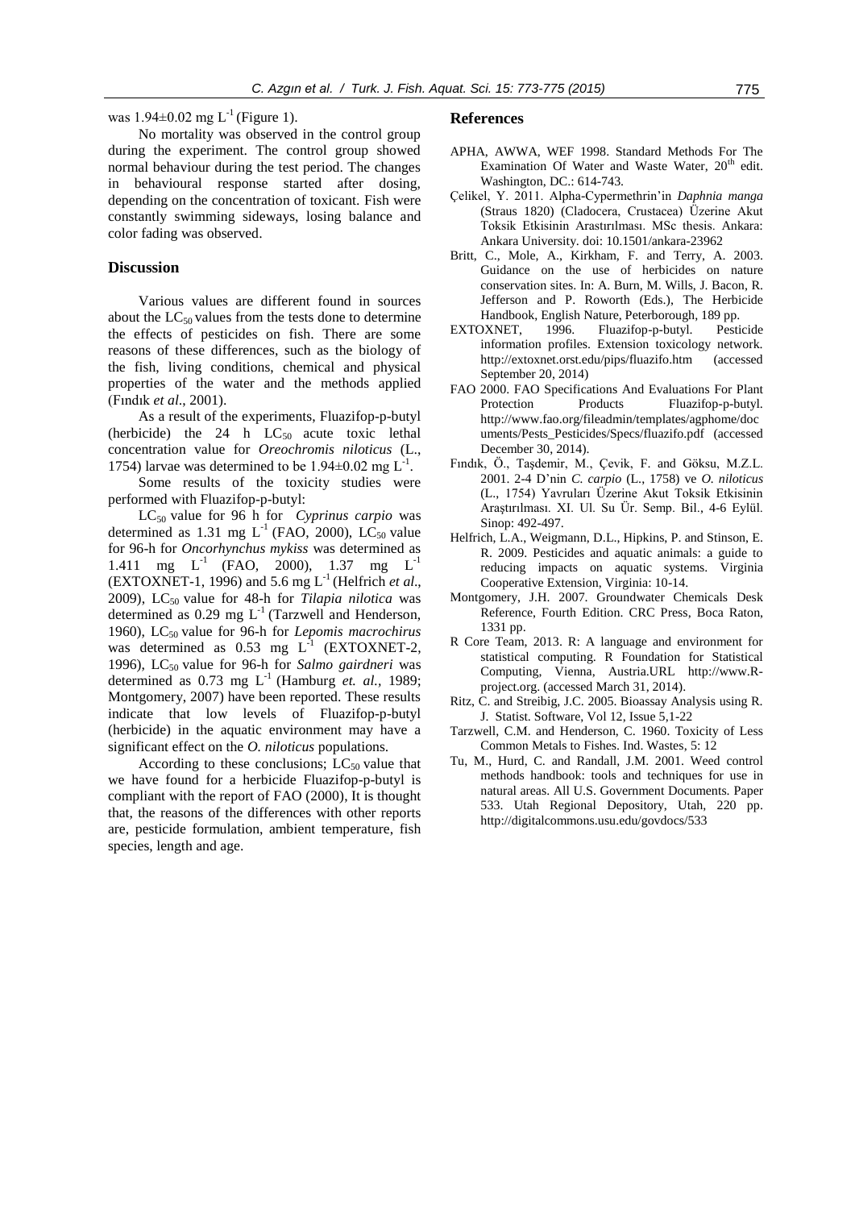was 1.94±0.02 mg $L^{-1}$ (Figure 1).

No mortality was observed in the control group during the experiment. The control group showed normal behaviour during the test period. The changes in behavioural response started after dosing, depending on the concentration of toxicant. Fish were constantly swimming sideways, losing balance and color fading was observed.

## Discussion

Various values are different found in sources about the $LC_{50}$ values from the tests done to determine the effects of pesticides on fish. There are some reasons of these differences, such as the biology of the fish, living conditions, chemical and physical properties of the water and the methods applied (Fındık *et al*., 2001).

As a result of the experiments, Fluazifop-p-butyl (herbicide) the 24 h $LC_{50}$ acute toxic lethal concentration value for *Oreochromis niloticus* (L., 1754) larvae was determined to be 1.94±0.02 mg $L^{-1}$.

Some results of the toxicity studies were performed with Fluazifop-p-butyl:

$LC_{50}$ value for 96 h for *Cyprinus carpio* was determined as 1.31 mg $L^{-1}$ (FAO, 2000), $LC_{50}$ value for 96-h for *Oncorhynchus mykiss* was determined as 1.411 mg $L^{-1}$ (FAO, 2000), 1.37 mg $L^{-1}$ (EXTOXNET-1, 1996) and 5.6 mg $L^{-1}$ (Helfrich *et al*., 2009), $LC_{50}$ value for 48-h for *Tilapia nilotica* was determined as 0.29 mg $L^{-1}$ (Tarzwell and Henderson, 1960), $LC_{50}$ value for 96-h for *Lepomis macrochirus* was determined as 0.53 mg $L^{-1}$ (EXTOXNET-2, 1996), $LC_{50}$ value for 96-h for *Salmo gairdneri* was determined as 0.73 mg $L^{-1}$ (Hamburg *et. al.,* 1989; Montgomery, 2007) have been reported. These results indicate that low levels of Fluazifop-p-butyl (herbicide) in the aquatic environment may have a significant effect on the *O. niloticus* populations.

According to these conclusions; $LC_{50}$ value that we have found for a herbicide Fluazifop-p-butyl is compliant with the report of FAO (2000), It is thought that, the reasons of the differences with other reports are, pesticide formulation, ambient temperature, fish species, length and age.

## References

APHA, AWWA, WEF 1998. Standard Methods For The Examination Of Water and Waste Water, 20th edit. Washington, DC.: 614-743.

Çelikel, Y. 2011. Alpha-Cypermethrin'in *Daphnia manga* (Straus 1820) (Cladocera, Crustacea) Üzerine Akut Toksik Etkisinin Arastırılması. MSc thesis. Ankara: Ankara University. doi: 10.1501/ankara-23962

Britt, C., Mole, A., Kirkham, F. and Terry, A. 2003. Guidance on the use of herbicides on nature conservation sites. In: A. Burn, M. Wills, J. Bacon, R. Jefferson and P. Roworth (Eds.), The Herbicide Handbook, English Nature, Peterborough, 189 pp.

EXTOXNET, 1996. Fluazifop-p-butyl. Pesticide information profiles. Extension toxicology network. http://extoxnet.orst.edu/pips/fluazifo.htm (accessed September 20, 2014)

FAO 2000. FAO Specifications And Evaluations For Plant Protection Products Fluazifop-p-butyl. http://www.fao.org/fileadmin/templates/agphome/documents/Pests_Pesticides/Specs/fluazifo.pdf (accessed December 30, 2014).

Fındık, Ö., Taşdemir, M., Çevik, F. and Göksu, M.Z.L. 2001. 2-4 D'nin *C. carpio* (L., 1758) ve *O. niloticus* (L., 1754) Yavruları Üzerine Akut Toksik Etkisinin Araştırılması. XI. Ul. Su Ür. Semp. Bil., 4-6 Eylül. Sinop: 492-497.

Helfrich, L.A., Weigmann, D.L., Hipkins, P. and Stinson, E. R. 2009. Pesticides and aquatic animals: a guide to reducing impacts on aquatic systems. Virginia Cooperative Extension, Virginia: 10-14.

Montgomery, J.H. 2007. Groundwater Chemicals Desk Reference, Fourth Edition. CRC Press, Boca Raton, 1331 pp.

R Core Team, 2013. R: A language and environment for statistical computing. R Foundation for Statistical Computing, Vienna, Austria.URL http://www.R-project.org. (accessed March 31, 2014).

Ritz, C. and Streibig, J.C. 2005. Bioassay Analysis using R. J. Statist. Software, Vol 12, Issue 5,1-22

Tarzwell, C.M. and Henderson, C. 1960. Toxicity of Less Common Metals to Fishes. Ind. Wastes, 5: 12

Tu, M., Hurd, C. and Randall, J.M. 2001. Weed control methods handbook: tools and techniques for use in natural areas. All U.S. Government Documents. Paper 533. Utah Regional Depository, Utah, 220 pp. http://digitalcommons.usu.edu/govdocs/533